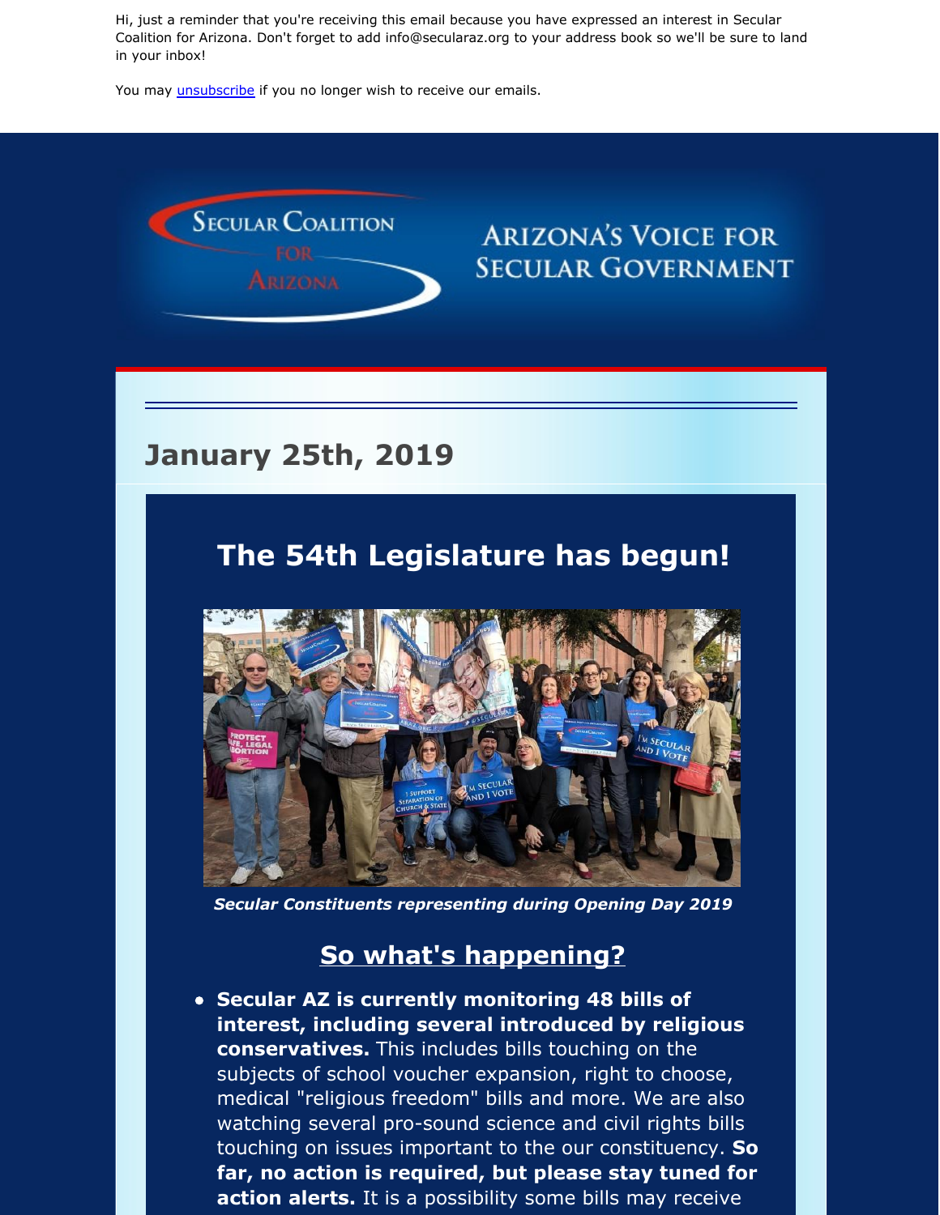Hi, just a reminder that you're receiving this email because you have expressed an interest in Secular Coalition for Arizona. Don't forget to add info@secularaz.org to your address book so we'll be sure to land in your inbox!

You may unsubscribe if you no longer wish to receive our emails.

Secular Coalition for Arizona — Arizona's Voice for Secular Government

## January 25th, 2019

# The 54th Legislature has begun!

*Secular Constituents representing during Opening Day 2019*

## So what's happening?

- **Secular AZ is currently monitoring 48 bills of interest, including several introduced by religious conservatives.** This includes bills touching on the subjects of school voucher expansion, right to choose, medical "religious freedom" bills and more. We are also watching several pro-sound science and civil rights bills touching on issues important to the our constituency. **So far, no action is required, but please stay tuned for action alerts.** It is a possibility some bills may receive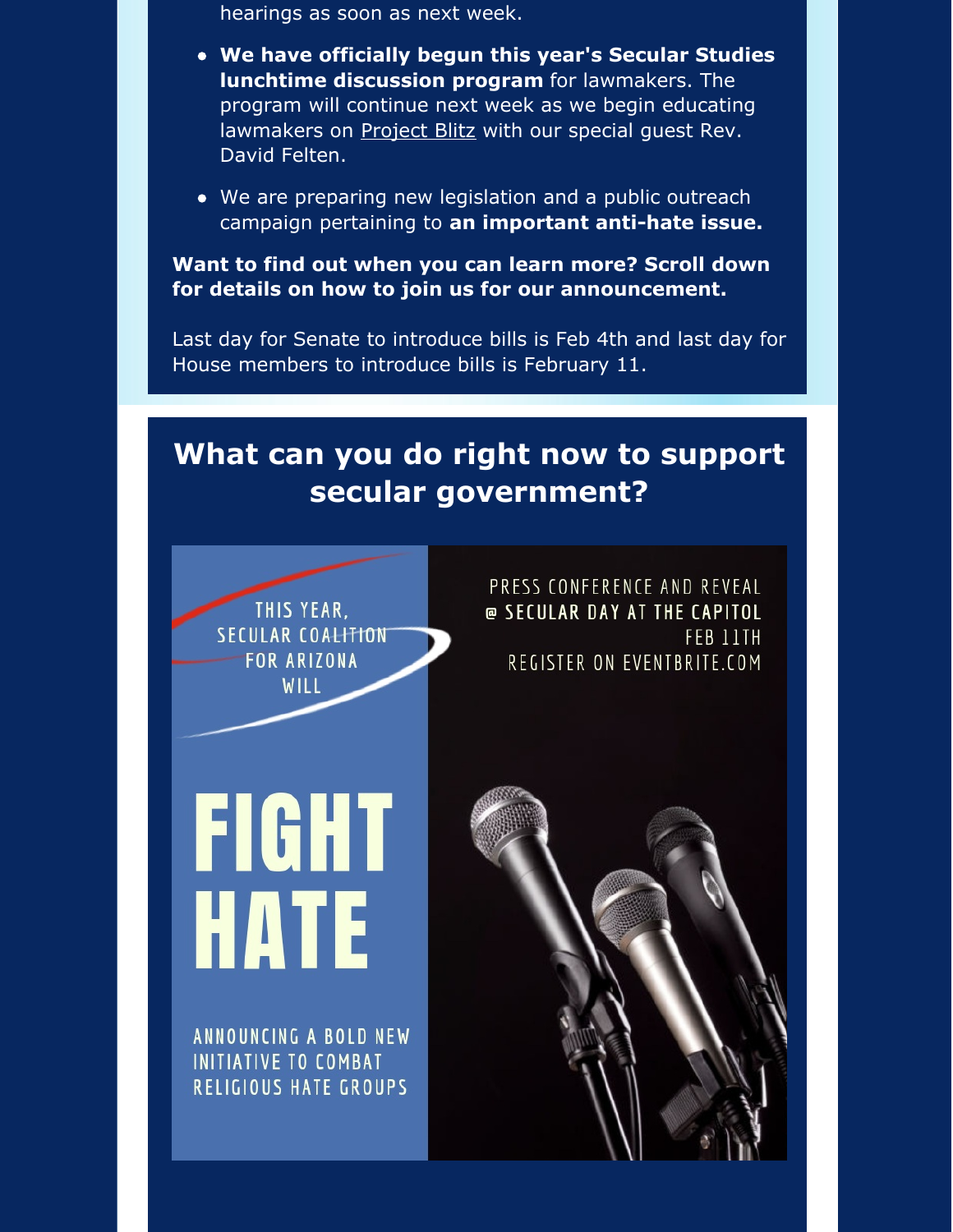hearings as soon as next week.

- **We have officially begun this year's Secular Studies lunchtime discussion program** for lawmakers. The program will continue next week as we begin educating lawmakers on Project Blitz with our special guest Rev. David Felten.
- We are preparing new legislation and a public outreach campaign pertaining to **an important anti-hate issue.**

**Want to find out when you can learn more? Scroll down for details on how to join us for our announcement.**

Last day for Senate to introduce bills is Feb 4th and last day for House members to introduce bills is February 11.

## What can you do right now to support secular government?

THIS YEAR, SECULAR COALITION FOR ARIZONA WILL

# FIGHT HATE

ANNOUNCING A BOLD NEW INITIATIVE TO COMBAT RELIGIOUS HATE GROUPS

PRESS CONFERENCE AND REVEAL
@ SECULAR DAY AT THE CAPITOL
FEB 11TH
REGISTER ON EVENTBRITE.COM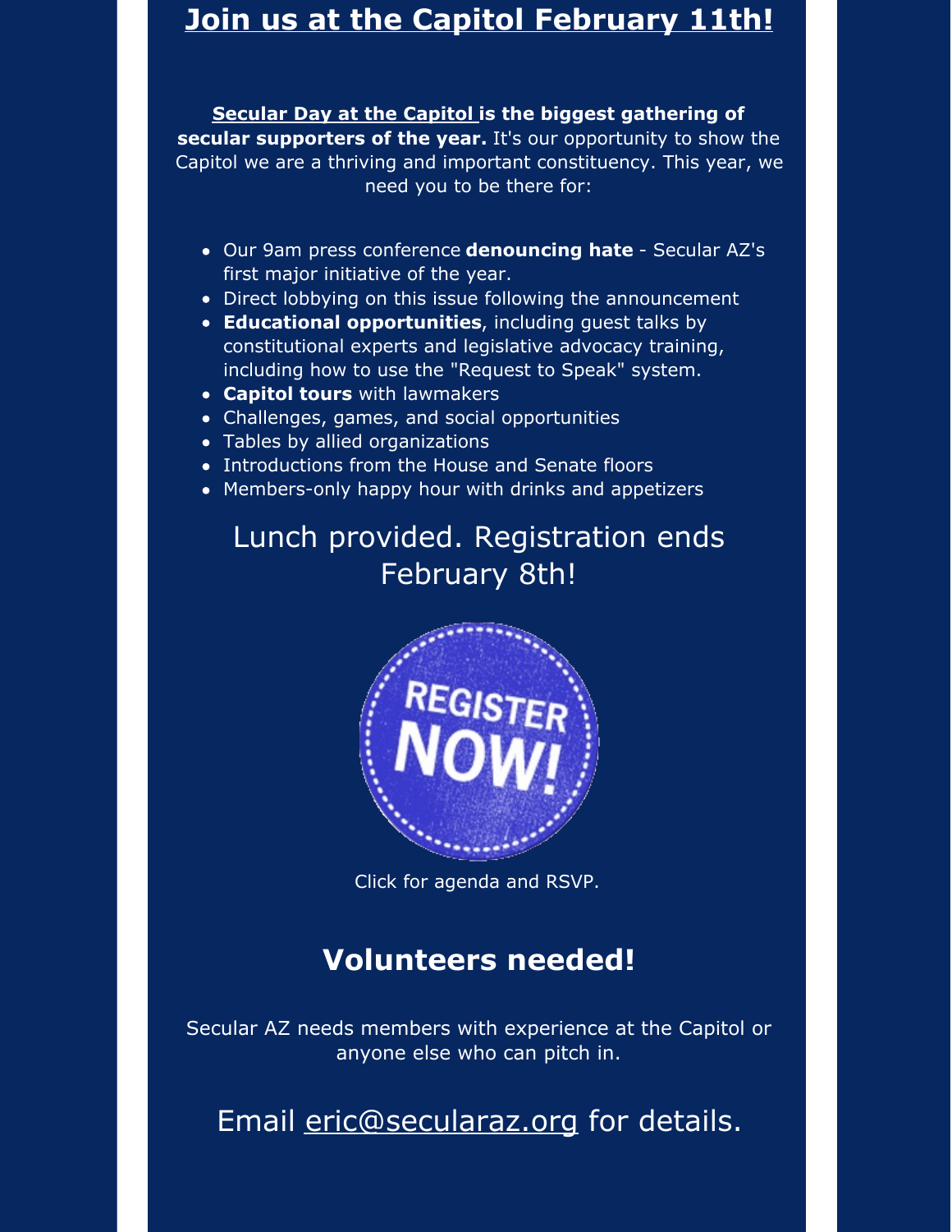## Join us at the Capitol February 11th!

**Secular Day at the Capitol is the biggest gathering of secular supporters of the year.** It's our opportunity to show the Capitol we are a thriving and important constituency. This year, we need you to be there for:

- Our 9am press conference **denouncing hate** - Secular AZ's first major initiative of the year.
- Direct lobbying on this issue following the announcement
- **Educational opportunities**, including guest talks by constitutional experts and legislative advocacy training, including how to use the "Request to Speak" system.
- **Capitol tours** with lawmakers
- Challenges, games, and social opportunities
- Tables by allied organizations
- Introductions from the House and Senate floors
- Members-only happy hour with drinks and appetizers

Lunch provided. Registration ends February 8th!

REGISTER NOW!

Click for agenda and RSVP.

## Volunteers needed!

Secular AZ needs members with experience at the Capitol or anyone else who can pitch in.

Email eric@secularaz.org for details.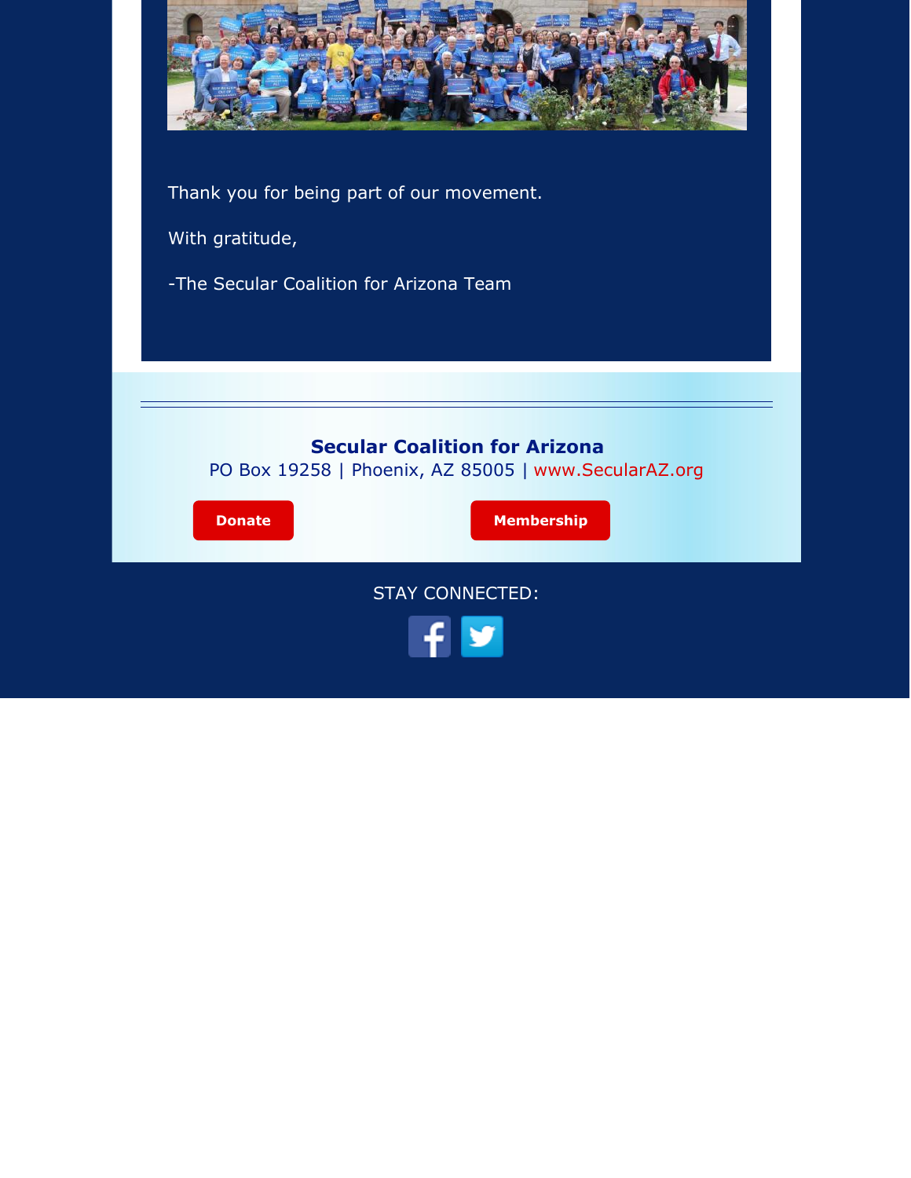Thank you for being part of our movement.

With gratitude,

-The Secular Coalition for Arizona Team

---

**Secular Coalition for Arizona**
PO Box 19258 | Phoenix, AZ 85005 | www.SecularAZ.org

**Donate** **Membership**

STAY CONNECTED: